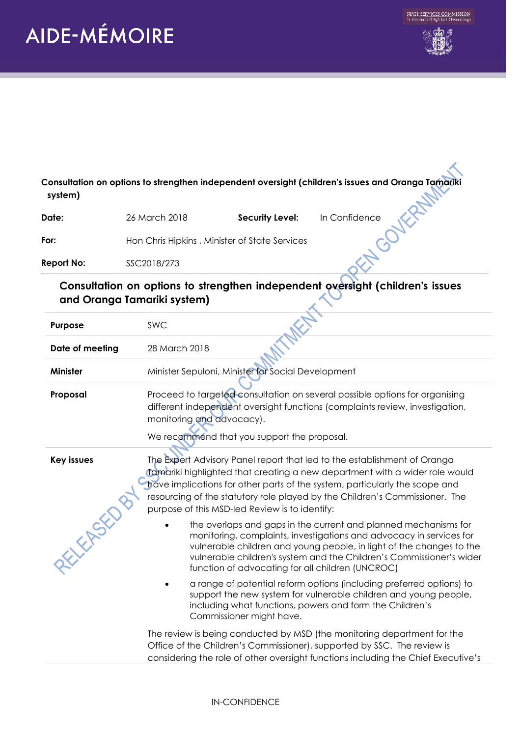# AIDE-MÉMOIRE

**Consultation on options to strengthen independent oversight (children's issues and Oranga Tamariki system)**

| | | | |
|---|---|---|---|
| **Date:** | 26 March 2018 | **Security Level:** | In Confidence |
| **For:** | Hon Chris Hipkins , Minister of State Services | | |
| **Report No:** | SSC2018/273 | | |

## Consultation on options to strengthen independent oversight (children's issues and Oranga Tamariki system)

| | |
|---|---|
| **Purpose** | SWC |
| **Date of meeting** | 28 March 2018 |
| **Minister** | Minister Sepuloni, Minister for Social Development |
| **Proposal** | Proceed to targeted consultation on several possible options for organising different independent oversight functions (complaints review, investigation, monitoring and advocacy).<br><br>We recommend that you support the proposal. |
| **Key issues** | The Expert Advisory Panel report that led to the establishment of Oranga Tamariki highlighted that creating a new department with a wider role would have implications for other parts of the system, particularly the scope and resourcing of the statutory role played by the Children's Commissioner. The purpose of this MSD-led Review is to identify:<br><br>• the overlaps and gaps in the current and planned mechanisms for monitoring, complaints, investigations and advocacy in services for vulnerable children and young people, in light of the changes to the vulnerable children's system and the Children's Commissioner's wider function of advocating for all children (UNCROC)<br><br>• a range of potential reform options (including preferred options) to support the new system for vulnerable children and young people, including what functions, powers and form the Children's Commissioner might have.<br><br>The review is being conducted by MSD (the monitoring department for the Office of the Children's Commissioner), supported by SSC. The review is considering the role of other oversight functions including the Chief Executive's |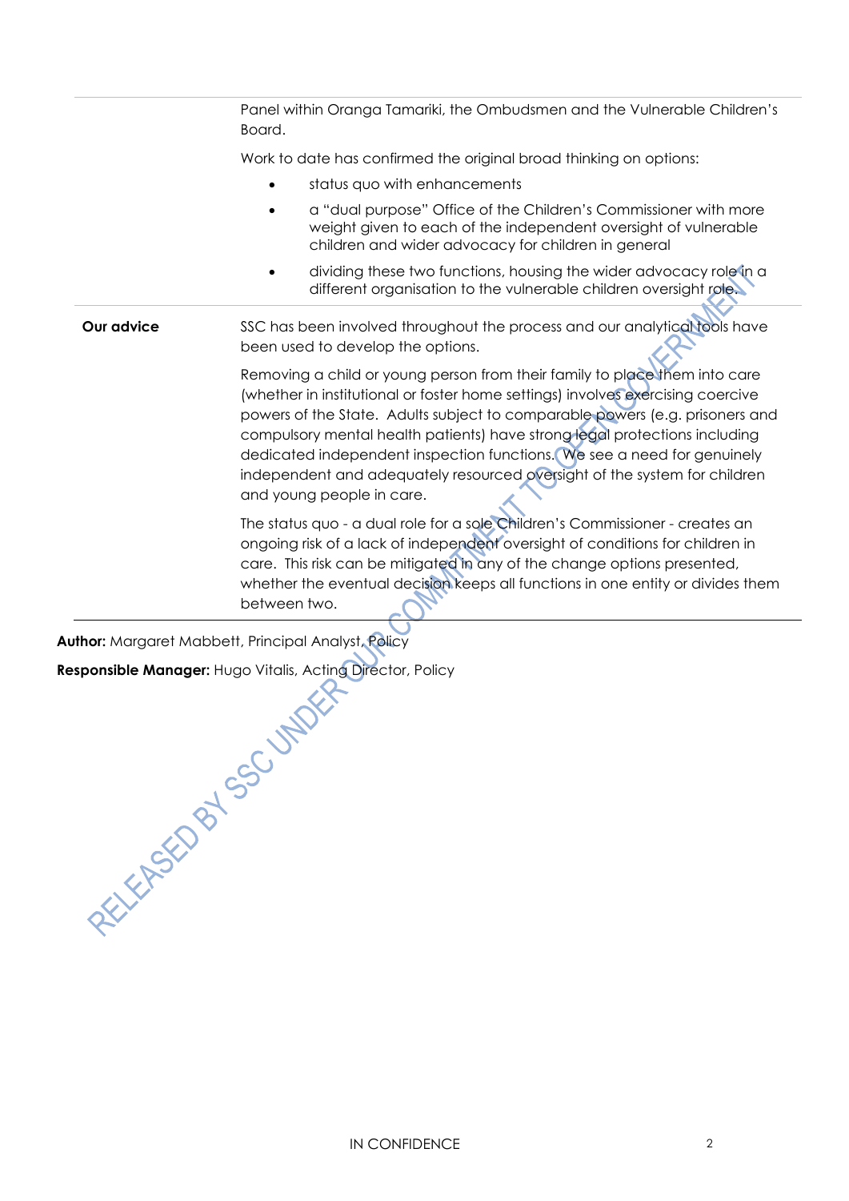| | |
|---|---|
| | Panel within Oranga Tamariki, the Ombudsmen and the Vulnerable Children's Board.<br><br>Work to date has confirmed the original broad thinking on options:<br>• status quo with enhancements<br>• a "dual purpose" Office of the Children's Commissioner with more weight given to each of the independent oversight of vulnerable children and wider advocacy for children in general<br>• dividing these two functions, housing the wider advocacy role in a different organisation to the vulnerable children oversight role. |
| **Our advice** | SSC has been involved throughout the process and our analytical tools have been used to develop the options.<br><br>Removing a child or young person from their family to place them into care (whether in institutional or foster home settings) involves exercising coercive powers of the State. Adults subject to comparable powers (e.g. prisoners and compulsory mental health patients) have strong legal protections including dedicated independent inspection functions. We see a need for genuinely independent and adequately resourced oversight of the system for children and young people in care.<br><br>The status quo - a dual role for a sole Children's Commissioner - creates an ongoing risk of a lack of independent oversight of conditions for children in care. This risk can be mitigated in any of the change options presented, whether the eventual decision keeps all functions in one entity or divides them between two. |

**Author:** Margaret Mabbett, Principal Analyst, Policy

**Responsible Manager:** Hugo Vitalis, Acting Director, Policy

RELEASED BY SSC UNDER OUR COMMITMENT TO OPEN GOVERNMENT

IN CONFIDENCE